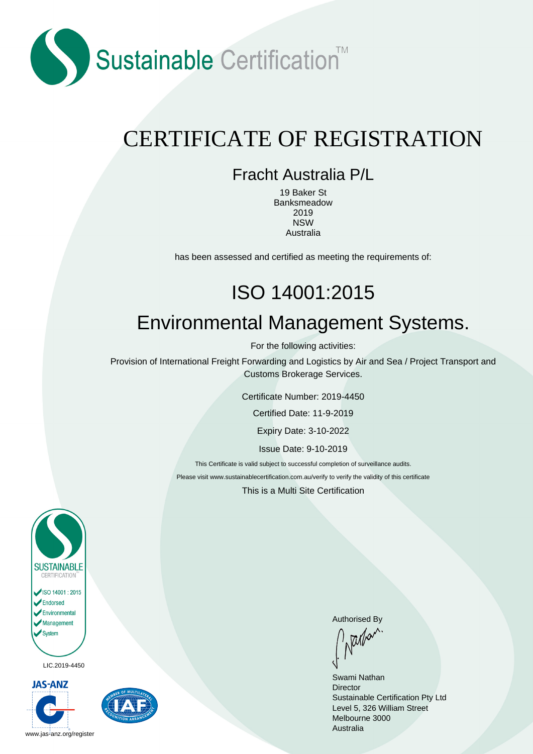Sustainable Certification™

# CERTIFICATE OF REGISTRATION

## Fracht Australia P/L

19 Baker St
Banksmeadow
2019
NSW
Australia

has been assessed and certified as meeting the requirements of:

# ISO 14001:2015

## Environmental Management Systems.

For the following activities:

Provision of International Freight Forwarding and Logistics by Air and Sea / Project Transport and Customs Brokerage Services.

Certificate Number: 2019-4450

Certified Date: 11-9-2019

Expiry Date: 3-10-2022

Issue Date: 9-10-2019

This Certificate is valid subject to successful completion of surveillance audits.

Please visit www.sustainablecertification.com.au/verify to verify the validity of this certificate

This is a Multi Site Certification

SUSTAINABLE CERTIFICATION

ISO 14001 : 2015
Endorsed
Environmental
Management
System

LIC.2019-4450

JAS-ANZ

www.jas-anz.org/register

Authorised By

Swami Nathan
Director
Sustainable Certification Pty Ltd
Level 5, 326 William Street
Melbourne 3000
Australia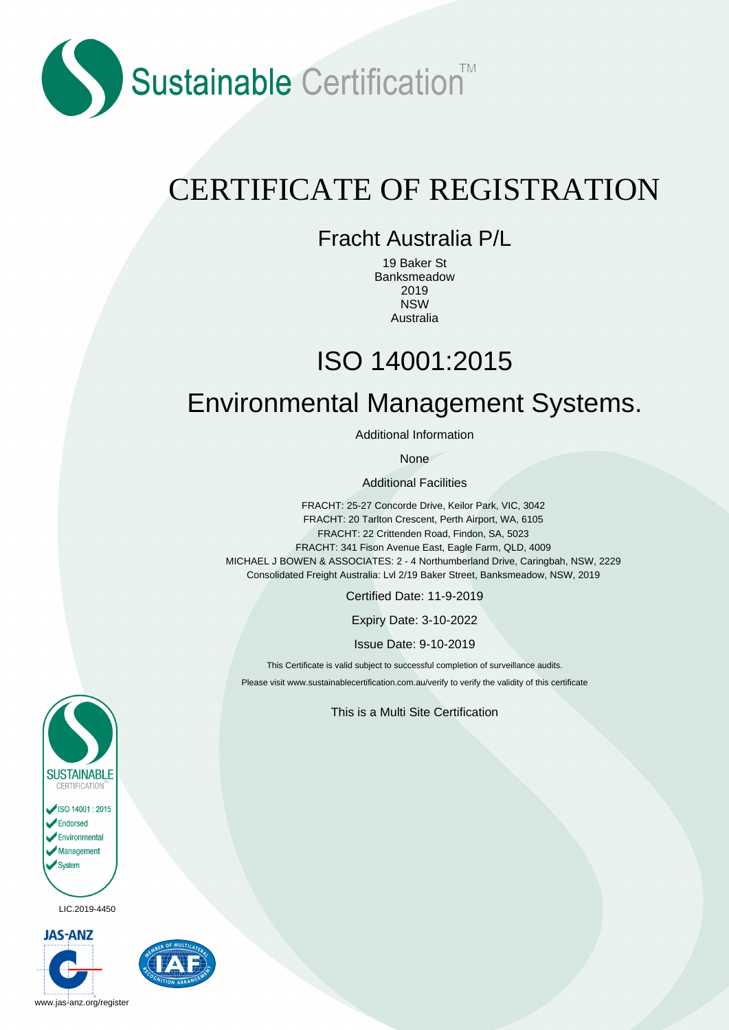Sustainable Certification™

# CERTIFICATE OF REGISTRATION

## Fracht Australia P/L

19 Baker St
Banksmeadow
2019
NSW
Australia

## ISO 14001:2015

## Environmental Management Systems.

Additional Information

None

Additional Facilities

FRACHT: 25-27 Concorde Drive, Keilor Park, VIC, 3042
FRACHT: 20 Tarlton Crescent, Perth Airport, WA, 6105
FRACHT: 22 Crittenden Road, Findon, SA, 5023
FRACHT: 341 Fison Avenue East, Eagle Farm, QLD, 4009
MICHAEL J BOWEN & ASSOCIATES: 2 - 4 Northumberland Drive, Caringbah, NSW, 2229
Consolidated Freight Australia: Lvl 2/19 Baker Street, Banksmeadow, NSW, 2019

Certified Date: 11-9-2019

Expiry Date: 3-10-2022

Issue Date: 9-10-2019

This Certificate is valid subject to successful completion of surveillance audits.

Please visit www.sustainablecertification.com.au/verify to verify the validity of this certificate

This is a Multi Site Certification

SUSTAINABLE CERTIFICATION
ISO 14001 : 2015
Endorsed
Environmental
Management
System

LIC.2019-4450

JAS-ANZ

www.jas-anz.org/register